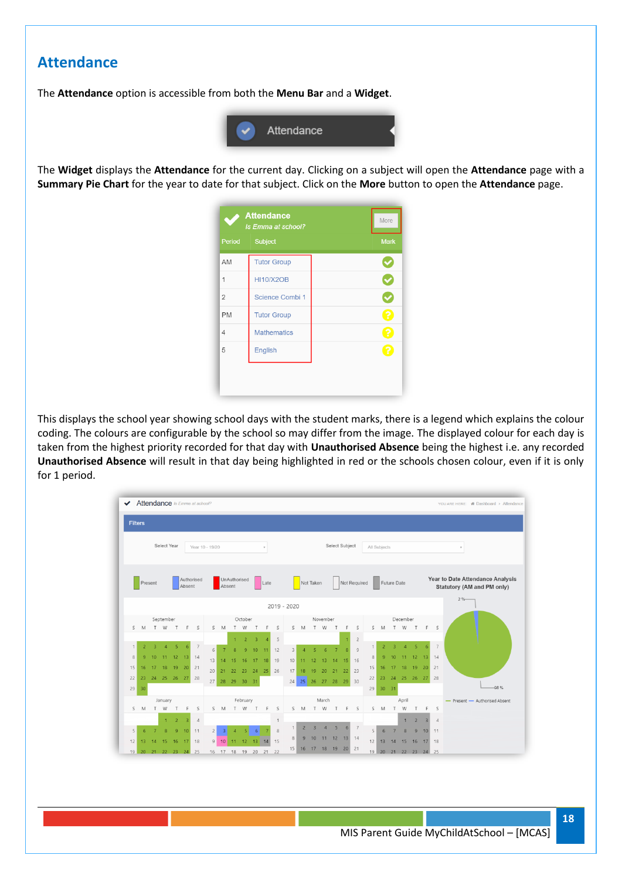# Attendance

The **Attendance** option is accessible from both the **Menu Bar** and a **Widget**.

The **Widget** displays the **Attendance** for the current day. Clicking on a subject will open the **Attendance** page with a **Summary Pie Chart** for the year to date for that subject. Click on the **More** button to open the **Attendance** page.

This displays the school year showing school days with the student marks, there is a legend which explains the colour coding. The colours are configurable by the school so may differ from the image. The displayed colour for each day is taken from the highest priority recorded for that day with **Unauthorised Absence** being the highest i.e. any recorded **Unauthorised Absence** will result in that day being highlighted in red or the schools chosen colour, even if it is only for 1 period.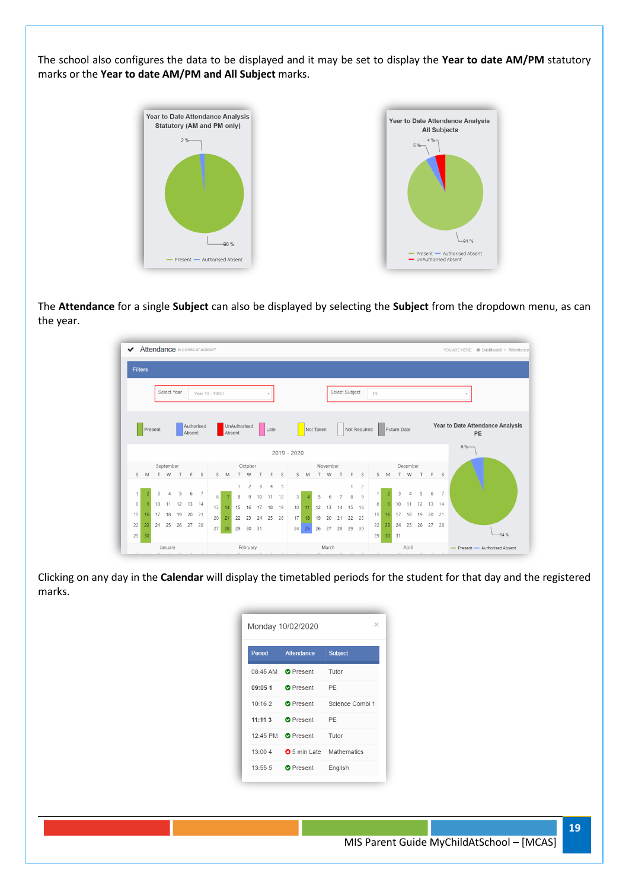The school also configures the data to be displayed and it may be set to display the **Year to date AM/PM** statutory marks or the **Year to date AM/PM and All Subject** marks.

Year to Date Attendance Analysis
Statutory (AM and PM only)
2 %
98 %
Present — Authorised Absent

Year to Date Attendance Analysis
All Subjects
4 %
5 %
91 %
Present — Authorised Absent
UnAuthorised Absent

The **Attendance** for a single **Subject** can also be displayed by selecting the **Subject** from the dropdown menu, as can the year.

Attendance is Emma at school?
YOU ARE HERE: Dashboard > Attendance
Filters
Select Year: Year 10 - 19/20
Select Subject: PE
Present | Authorised Absent | UnAuthorised Absent | Late | Not Taken | Not Required | Future Date
Year to Date Attendance Analysis
PE
2019 - 2020
September | October | November | December
January | February | March | April
6 %
94 %
Present — Authorised Absent

Clicking on any day in the **Calendar** will display the timetabled periods for the student for that day and the registered marks.

Monday 10/02/2020

| Period | Attendance | Subject |
|---|---|---|
| 08:45 AM | Present | Tutor |
| 09:05 1 | Present | PE |
| 10:16 2 | Present | Science Combi 1 |
| 11:11 3 | Present | PE |
| 12:45 PM | Present | Tutor |
| 13:00 4 | 5 min Late | Mathematics |
| 13:55 5 | Present | English |